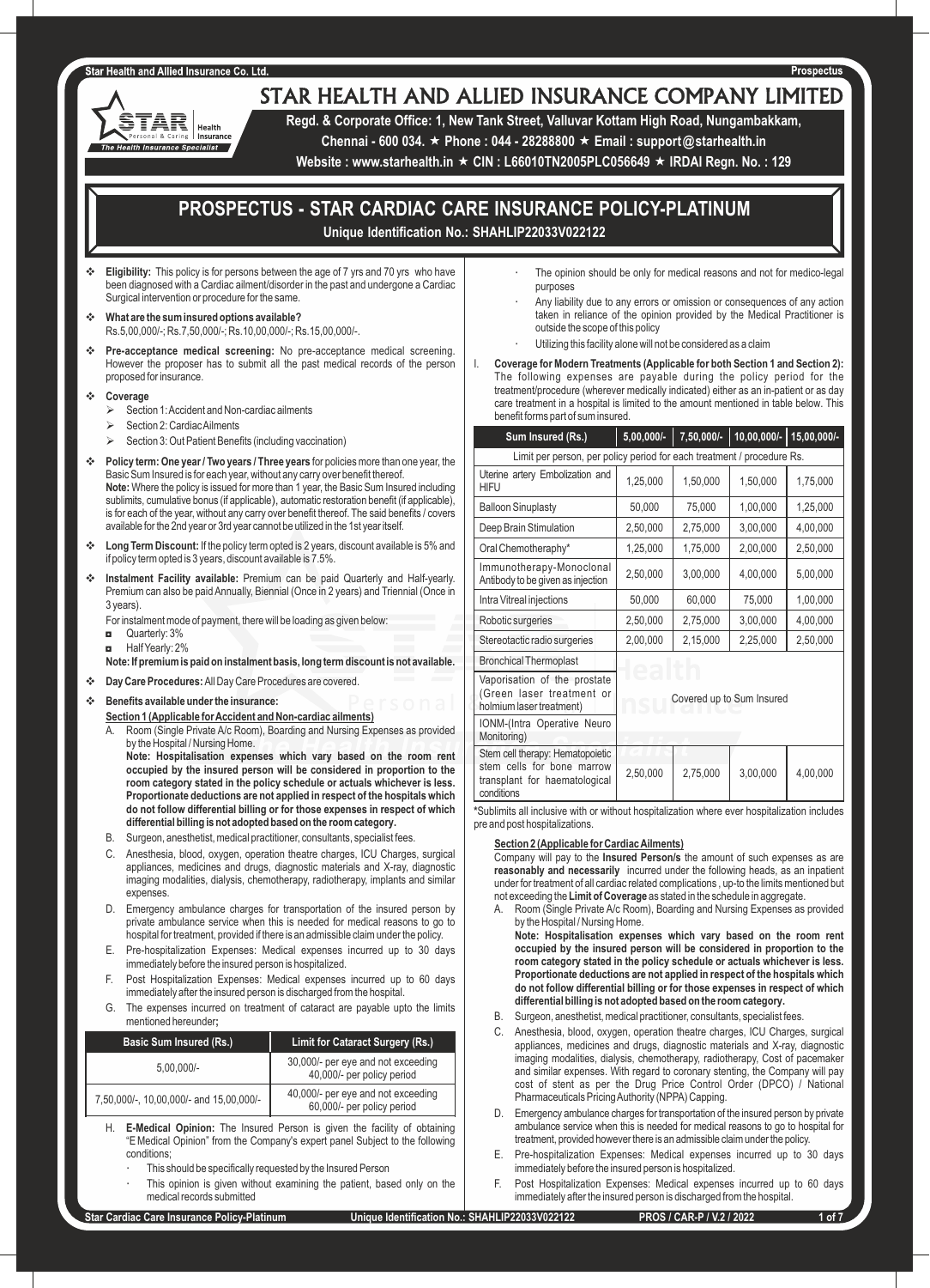# STAR HEALTH AND ALLIED INSURANCE COMPANY LIMITED

**Regd. & Corporate Office: 1, New Tank Street, Valluvar Kottam High Road, Nungambakkam, Chennai - 600 034. ★ Phone : 044 - 28288800 ★ Email : support@starhealth.in**

**Website : www.starhealth.in ★ CIN : L66010TN2005PLC056649 ★ IRDAI Regn. No. : 129**

## PROSPECTUS - STAR CARDIAC CARE INSURANCE POLICY-PLATINUM

**Unique Identification No.: SHAHLIP22033V022122**

- **Eligibility:** This policy is for persons between the age of 7 yrs and 70 yrs who have been diagnosed with a Cardiac ailment/disorder in the past and undergone a Cardiac Surgical intervention or procedure for the same.
- **What are the sum insured options available?** Rs.5,00,000/-; Rs.7,50,000/-; Rs.10,00,000/-; Rs.15,00,000/-.
- **Pre-acceptance medical screening:** No pre-acceptance medical screening. However the proposer has to submit all the past medical records of the person proposed for insurance.
- **Coverage**
  - Section 1: Accident and Non-cardiac ailments
  - Section 2: Cardiac Ailments
  - Section 3: Out Patient Benefits (including vaccination)
- **Policy term: One year / Two years / Three years** for policies more than one year, the Basic Sum Insured is for each year, without any carry over benefit thereof. **Note:** Where the policy is issued for more than 1 year, the Basic Sum Insured including sublimits, cumulative bonus (if applicable), automatic restoration benefit (if applicable), is for each of the year, without any carry over benefit thereof. The said benefits / covers available for the 2nd year or 3rd year cannot be utilized in the 1st year itself.
- **Long Term Discount:** If the policy term opted is 2 years, discount available is 5% and if policy term opted is 3 years, discount available is 7.5%.
- **Instalment Facility available:** Premium can be paid Quarterly and Half-yearly. Premium can also be paid Annually, Biennial (Once in 2 years) and Triennial (Once in 3 years).

  For instalment mode of payment, there will be loading as given below:
  - Quarterly: 3%
  - Half Yearly: 2%

  **Note: If premium is paid on instalment basis, long term discount is not available.**
- **Day Care Procedures:** All Day Care Procedures are covered.
- **Benefits available under the insurance:**

**Section 1 (Applicable for Accident and Non-cardiac ailments)**

A. Room (Single Private A/c Room), Boarding and Nursing Expenses as provided by the Hospital / Nursing Home.
**Note: Hospitalisation expenses which vary based on the room rent occupied by the insured person will be considered in proportion to the room category stated in the policy schedule or actuals whichever is less. Proportionate deductions are not applied in respect of the hospitals which do not follow differential billing or for those expenses in respect of which differential billing is not adopted based on the room category.**

B. Surgeon, anesthetist, medical practitioner, consultants, specialist fees.

C. Anesthesia, blood, oxygen, operation theatre charges, ICU Charges, surgical appliances, medicines and drugs, diagnostic materials and X-ray, diagnostic imaging modalities, dialysis, chemotherapy, radiotherapy, implants and similar expenses.

D. Emergency ambulance charges for transportation of the insured person by private ambulance service when this is needed for medical reasons to go to hospital for treatment, provided if there is an admissible claim under the policy.

E. Pre-hospitalization Expenses: Medical expenses incurred up to 30 days immediately before the insured person is hospitalized.

F. Post Hospitalization Expenses: Medical expenses incurred up to 60 days immediately after the insured person is discharged from the hospital.

G. The expenses incurred on treatment of cataract are payable upto the limits mentioned hereunder;

| Basic Sum Insured (Rs.) | Limit for Cataract Surgery (Rs.) |
|---|---|
| 5,00,000/- | 30,000/- per eye and not exceeding 40,000/- per policy period |
| 7,50,000/-, 10,00,000/- and 15,00,000/- | 40,000/- per eye and not exceeding 60,000/- per policy period |

H. **E-Medical Opinion:** The Insured Person is given the facility of obtaining "E Medical Opinion" from the Company's expert panel Subject to the following conditions;
- This should be specifically requested by the Insured Person
- This opinion is given without examining the patient, based only on the medical records submitted
- The opinion should be only for medical reasons and not for medico-legal purposes
- Any liability due to any errors or omission or consequences of any action taken in reliance of the opinion provided by the Medical Practitioner is outside the scope of this policy
- Utilizing this facility alone will not be considered as a claim

I. **Coverage for Modern Treatments (Applicable for both Section 1 and Section 2):** The following expenses are payable during the policy period for the treatment/procedure (wherever medically indicated) either as an in-patient or as day care treatment in a hospital is limited to the amount mentioned in table below. This benefit forms part of sum insured.

| Sum Insured (Rs.) | 5,00,000/- | 7,50,000/- | 10,00,000/- | 15,00,000/- |
|---|---|---|---|---|
| Limit per person, per policy period for each treatment / procedure Rs. | | | | |
| Uterine artery Embolization and HIFU | 1,25,000 | 1,50,000 | 1,50,000 | 1,75,000 |
| Balloon Sinuplasty | 50,000 | 75,000 | 1,00,000 | 1,25,000 |
| Deep Brain Stimulation | 2,50,000 | 2,75,000 | 3,00,000 | 4,00,000 |
| Oral Chemotheraphy* | 1,25,000 | 1,75,000 | 2,00,000 | 2,50,000 |
| Immunotherapy-Monoclonal Antibody to be given as injection | 2,50,000 | 3,00,000 | 4,00,000 | 5,00,000 |
| Intra Vitreal injections | 50,000 | 60,000 | 75,000 | 1,00,000 |
| Robotic surgeries | 2,50,000 | 2,75,000 | 3,00,000 | 4,00,000 |
| Stereotactic radio surgeries | 2,00,000 | 2,15,000 | 2,25,000 | 2,50,000 |
| Bronchical Thermoplast | Covered up to Sum Insured | | | |
| Vaporisation of the prostate (Green laser treatment or holmium laser treatment) | Covered up to Sum Insured | | | |
| IONM-(Intra Operative Neuro Monitoring) | Covered up to Sum Insured | | | |
| Stem cell therapy: Hematopoietic stem cells for bone marrow transplant for haematological conditions | 2,50,000 | 2,75,000 | 3,00,000 | 4,00,000 |

*Sublimits all inclusive with or without hospitalization where ever hospitalization includes pre and post hospitalizations.

**Section 2 (Applicable for Cardiac Ailments)**

Company will pay to the **Insured Person/s** the amount of such expenses as are **reasonably and necessarily** incurred under the following heads, as an inpatient under for treatment of all cardiac related complications, up-to the limits mentioned but not exceeding the **Limit of Coverage** as stated in the schedule in aggregate.

A. Room (Single Private A/c Room), Boarding and Nursing Expenses as provided by the Hospital / Nursing Home.
**Note: Hospitalisation expenses which vary based on the room rent occupied by the insured person will be considered in proportion to the room category stated in the policy schedule or actuals whichever is less. Proportionate deductions are not applied in respect of the hospitals which do not follow differential billing or for those expenses in respect of which differential billing is not adopted based on the room category.**

B. Surgeon, anesthetist, medical practitioner, consultants, specialist fees.

C. Anesthesia, blood, oxygen, operation theatre charges, ICU Charges, surgical appliances, medicines and drugs, diagnostic materials and X-ray, diagnostic imaging modalities, dialysis, chemotherapy, radiotherapy, Cost of pacemaker and similar expenses. With regard to coronary stenting, the Company will pay cost of stent as per the Drug Price Control Order (DPCO) / National Pharmaceuticals Pricing Authority (NPPA) Capping.

D. Emergency ambulance charges for transportation of the insured person by private ambulance service when this is needed for medical reasons to go to hospital for treatment, provided however there is an admissible claim under the policy.

E. Pre-hospitalization Expenses: Medical expenses incurred up to 30 days immediately before the insured person is hospitalized.

F. Post Hospitalization Expenses: Medical expenses incurred up to 60 days immediately after the insured person is discharged from the hospital.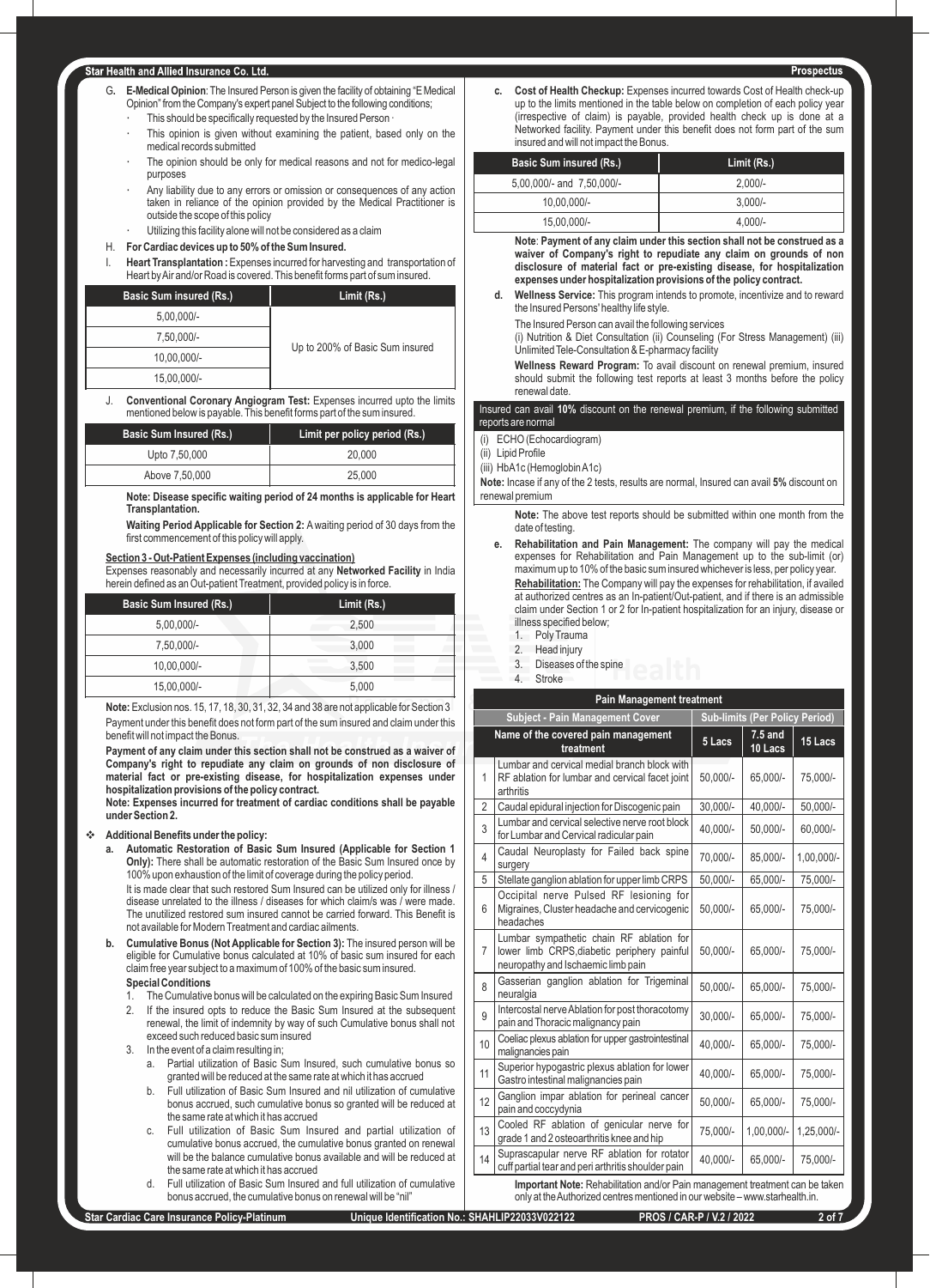G. **E-Medical Opinion**: The Insured Person is given the facility of obtaining "E Medical Opinion" from the Company's expert panel Subject to the following conditions;

- This should be specifically requested by the Insured Person
- This opinion is given without examining the patient, based only on the medical records submitted
- The opinion should be only for medical reasons and not for medico-legal purposes
- Any liability due to any errors or omission or consequences of any action taken in reliance of the opinion provided by the Medical Practitioner is outside the scope of this policy
- Utilizing this facility alone will not be considered as a claim

H. **For Cardiac devices up to 50% of the Sum Insured.**

I. **Heart Transplantation :** Expenses incurred for harvesting and transportation of Heart by Air and/or Road is covered. This benefit forms part of sum insured.

| Basic Sum insured (Rs.) | Limit (Rs.) |
|---|---|
| 5,00,000/- | Up to 200% of Basic Sum insured |
| 7,50,000/- | |
| 10,00,000/- | |
| 15,00,000/- | |

J. **Conventional Coronary Angiogram Test:** Expenses incurred upto the limits mentioned below is payable. This benefit forms part of the sum insured.

| Basic Sum Insured (Rs.) | Limit per policy period (Rs.) |
|---|---|
| Upto 7,50,000 | 20,000 |
| Above 7,50,000 | 25,000 |

**Note: Disease specific waiting period of 24 months is applicable for Heart Transplantation.**

**Waiting Period Applicable for Section 2:** A waiting period of 30 days from the first commencement of this policy will apply.

**Section 3 - Out-Patient Expenses (including vaccination)**

Expenses reasonably and necessarily incurred at any **Networked Facility** in India herein defined as an Out-patient Treatment, provided policy is in force.

| Basic Sum Insured (Rs.) | Limit (Rs.) |
|---|---|
| 5,00,000/- | 2,500 |
| 7,50,000/- | 3,000 |
| 10,00,000/- | 3,500 |
| 15,00,000/- | 5,000 |

**Note:** Exclusion nos. 15, 17, 18, 30, 31, 32, 34 and 38 are not applicable for Section 3

Payment under this benefit does not form part of the sum insured and claim under this benefit will not impact the Bonus.

**Payment of any claim under this section shall not be construed as a waiver of Company's right to repudiate any claim on grounds of non disclosure of material fact or pre-existing disease, for hospitalization expenses under hospitalization provisions of the policy contract.**

**Note: Expenses incurred for treatment of cardiac conditions shall be payable under Section 2.**

## Additional Benefits under the policy:

a. **Automatic Restoration of Basic Sum Insured (Applicable for Section 1 Only):** There shall be automatic restoration of the Basic Sum Insured once by 100% upon exhaustion of the limit of coverage during the policy period.

It is made clear that such restored Sum Insured can be utilized only for illness / disease unrelated to the illness / diseases for which claim/s was / were made. The unutilized restored sum insured cannot be carried forward. This Benefit is not available for Modern Treatment and cardiac ailments.

b. **Cumulative Bonus (Not Applicable for Section 3):** The insured person will be eligible for Cumulative bonus calculated at 10% of basic sum insured for each claim free year subject to a maximum of 100% of the basic sum insured.

**Special Conditions**

1. The Cumulative bonus will be calculated on the expiring Basic Sum Insured
2. If the insured opts to reduce the Basic Sum Insured at the subsequent renewal, the limit of indemnity by way of such Cumulative bonus shall not exceed such reduced basic sum insured
3. In the event of a claim resulting in;
   a. Partial utilization of Basic Sum Insured, such cumulative bonus so granted will be reduced at the same rate at which it has accrued
   b. Full utilization of Basic Sum Insured and nil utilization of cumulative bonus accrued, such cumulative bonus so granted will be reduced at the same rate at which it has accrued
   c. Full utilization of Basic Sum Insured and partial utilization of cumulative bonus accrued, the cumulative bonus granted on renewal will be the balance cumulative bonus available and will be reduced at the same rate at which it has accrued
   d. Full utilization of Basic Sum Insured and full utilization of cumulative bonus accrued, the cumulative bonus on renewal will be "nil"

c. **Cost of Health Checkup:** Expenses incurred towards Cost of Health check-up up to the limits mentioned in the table below on completion of each policy year (irrespective of claim) is payable, provided health check up is done at a Networked facility. Payment under this benefit does not form part of the sum insured and will not impact the Bonus.

| Basic Sum insured (Rs.) | Limit (Rs.) |
|---|---|
| 5,00,000/- and 7,50,000/- | 2,000/- |
| 10,00,000/- | 3,000/- |
| 15,00,000/- | 4,000/- |

**Note**: **Payment of any claim under this section shall not be construed as a waiver of Company's right to repudiate any claim on grounds of non disclosure of material fact or pre-existing disease, for hospitalization expenses under hospitalization provisions of the policy contract.**

d. **Wellness Service:** This program intends to promote, incentivize and to reward the Insured Persons' healthy life style.

The Insured Person can avail the following services
(i) Nutrition & Diet Consultation (ii) Counseling (For Stress Management) (iii) Unlimited Tele-Consultation & E-pharmacy facility

**Wellness Reward Program:** To avail discount on renewal premium, insured should submit the following test reports at least 3 months before the policy renewal date.

Insured can avail **10%** discount on the renewal premium, if the following submitted reports are normal

(i) ECHO (Echocardiogram)
(ii) Lipid Profile
(iii) HbA1c (Hemoglobin A1c)

**Note:** Incase if any of the 2 tests, results are normal, Insured can avail **5%** discount on renewal premium

**Note:** The above test reports should be submitted within one month from the date of testing.

e. **Rehabilitation and Pain Management:** The company will pay the medical expenses for Rehabilitation and Pain Management up to the sub-limit (or) maximum up to 10% of the basic sum insured whichever is less, per policy year.

**Rehabilitation:** The Company will pay the expenses for rehabilitation, if availed at authorized centres as an In-patient/Out-patient, and if there is an admissible claim under Section 1 or 2 for In-patient hospitalization for an injury, disease or illness specified below;

1. Poly Trauma
2. Head injury
3. Diseases of the spine
4. Stroke

| Pain Management treatment | | | | |
|---|---|---|---|---|
| Subject - Pain Management Cover | | Sub-limits (Per Policy Period) | | |
| | Name of the covered pain management treatment | 5 Lacs | 7.5 and 10 Lacs | 15 Lacs |
| 1 | Lumbar and cervical medial branch block with RF ablation for lumbar and cervical facet joint arthritis | 50,000/- | 65,000/- | 75,000/- |
| 2 | Caudal epidural injection for Discogenic pain | 30,000/- | 40,000/- | 50,000/- |
| 3 | Lumbar and cervical selective nerve root block for Lumbar and Cervical radicular pain | 40,000/- | 50,000/- | 60,000/- |
| 4 | Caudal Neuroplasty for Failed back spine surgery | 70,000/- | 85,000/- | 1,00,000/- |
| 5 | Stellate ganglion ablation for upper limb CRPS | 50,000/- | 65,000/- | 75,000/- |
| 6 | Occipital nerve Pulsed RF lesioning for Migraines, Cluster headache and cervicogenic headaches | 50,000/- | 65,000/- | 75,000/- |
| 7 | Lumbar sympathetic chain RF ablation for lower limb CRPS,diabetic periphery painful neuropathy and Ischaemic limb pain | 50,000/- | 65,000/- | 75,000/- |
| 8 | Gasserian ganglion ablation for Trigeminal neuralgia | 50,000/- | 65,000/- | 75,000/- |
| 9 | Intercostal nerve Ablation for post thoracotomy pain and Thoracic malignancy pain | 30,000/- | 65,000/- | 75,000/- |
| 10 | Coeliac plexus ablation for upper gastrointestinal malignancies pain | 40,000/- | 65,000/- | 75,000/- |
| 11 | Superior hypogastric plexus ablation for lower Gastro intestinal malignancies pain | 40,000/- | 65,000/- | 75,000/- |
| 12 | Ganglion impar ablation for perineal cancer pain and coccydynia | 50,000/- | 65,000/- | 75,000/- |
| 13 | Cooled RF ablation of genicular nerve for grade 1 and 2 osteoarthritis knee and hip | 75,000/- | 1,00,000/- | 1,25,000/- |
| 14 | Suprascapular nerve RF ablation for rotator cuff partial tear and peri arthritis shoulder pain | 40,000/- | 65,000/- | 75,000/- |

**Important Note:** Rehabilitation and/or Pain management treatment can be taken only at the Authorized centres mentioned in our website – www.starhealth.in.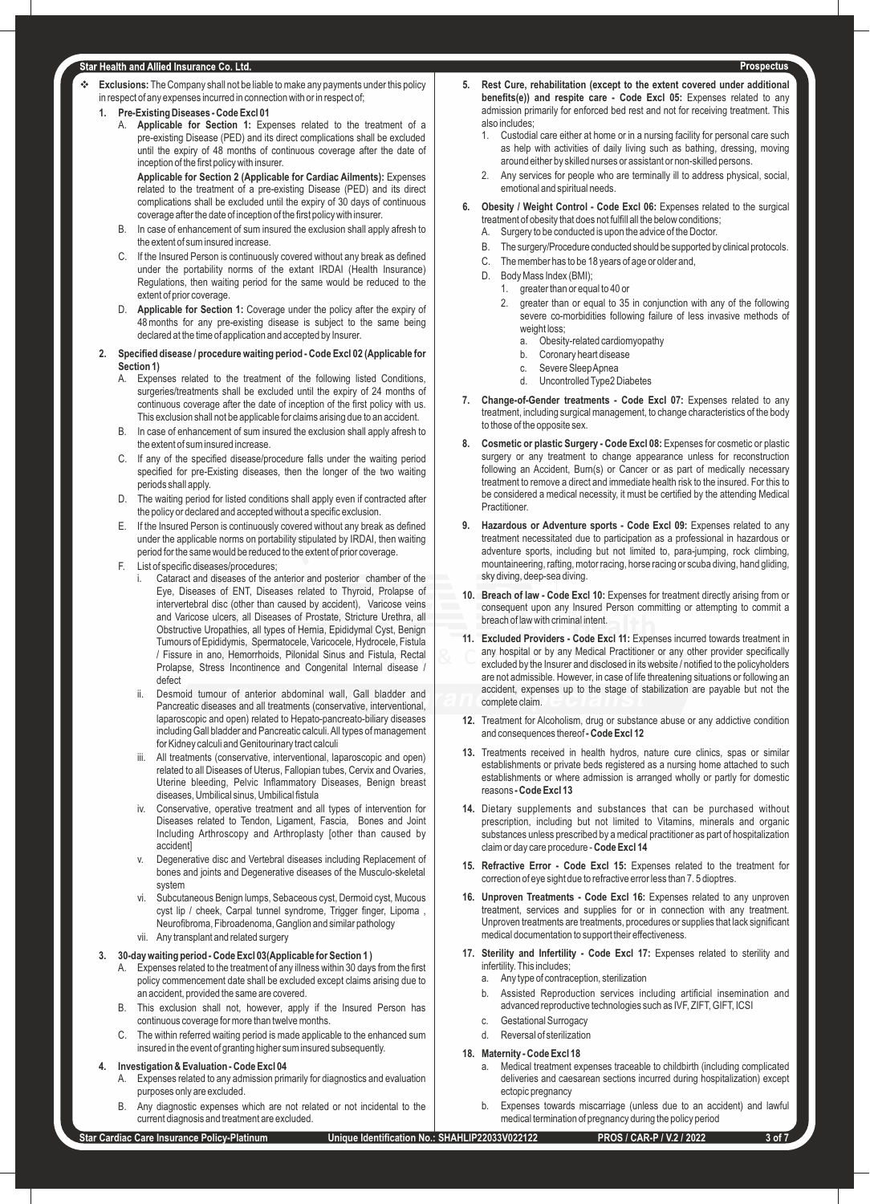- **Exclusions:** The Company shall not be liable to make any payments under this policy in respect of any expenses incurred in connection with or in respect of;

**1. Pre-Existing Diseases - Code Excl 01**

A. **Applicable for Section 1:** Expenses related to the treatment of a pre-existing Disease (PED) and its direct complications shall be excluded until the expiry of 48 months of continuous coverage after the date of inception of the first policy with insurer.

**Applicable for Section 2 (Applicable for Cardiac Ailments):** Expenses related to the treatment of a pre-existing Disease (PED) and its direct complications shall be excluded until the expiry of 30 days of continuous coverage after the date of inception of the first policy with insurer.

B. In case of enhancement of sum insured the exclusion shall apply afresh to the extent of sum insured increase.

C. If the Insured Person is continuously covered without any break as defined under the portability norms of the extant IRDAI (Health Insurance) Regulations, then waiting period for the same would be reduced to the extent of prior coverage.

D. **Applicable for Section 1:** Coverage under the policy after the expiry of 48 months for any pre-existing disease is subject to the same being declared at the time of application and accepted by Insurer.

**2. Specified disease / procedure waiting period - Code Excl 02 (Applicable for Section 1)**

A. Expenses related to the treatment of the following listed Conditions, surgeries/treatments shall be excluded until the expiry of 24 months of continuous coverage after the date of inception of the first policy with us. This exclusion shall not be applicable for claims arising due to an accident.

B. In case of enhancement of sum insured the exclusion shall apply afresh to the extent of sum insured increase.

C. If any of the specified disease/procedure falls under the waiting period specified for pre-Existing diseases, then the longer of the two waiting periods shall apply.

D. The waiting period for listed conditions shall apply even if contracted after the policy or declared and accepted without a specific exclusion.

E. If the Insured Person is continuously covered without any break as defined under the applicable norms on portability stipulated by IRDAI, then waiting period for the same would be reduced to the extent of prior coverage.

F. List of specific diseases/procedures;

i. Cataract and diseases of the anterior and posterior chamber of the Eye, Diseases of ENT, Diseases related to Thyroid, Prolapse of intervertebral disc (other than caused by accident), Varicose veins and Varicose ulcers, all Diseases of Prostate, Stricture Urethra, all Obstructive Uropathies, all types of Hernia, Epididymal Cyst, Benign Tumours of Epididymis, Spermatocele, Varicocele, Hydrocele, Fistula / Fissure in ano, Hemorrhoids, Pilonidal Sinus and Fistula, Rectal Prolapse, Stress Incontinence and Congenital Internal disease / defect

ii. Desmoid tumour of anterior abdominal wall, Gall bladder and Pancreatic diseases and all treatments (conservative, interventional, laparoscopic and open) related to Hepato-pancreato-biliary diseases including Gall bladder and Pancreatic calculi. All types of management for Kidney calculi and Genitourinary tract calculi

iii. All treatments (conservative, interventional, laparoscopic and open) related to all Diseases of Uterus, Fallopian tubes, Cervix and Ovaries, Uterine bleeding, Pelvic Inflammatory Diseases, Benign breast diseases, Umbilical sinus, Umbilical fistula

iv. Conservative, operative treatment and all types of intervention for Diseases related to Tendon, Ligament, Fascia, Bones and Joint Including Arthroscopy and Arthroplasty [other than caused by accident]

v. Degenerative disc and Vertebral diseases including Replacement of bones and joints and Degenerative diseases of the Musculo-skeletal system

vi. Subcutaneous Benign lumps, Sebaceous cyst, Dermoid cyst, Mucous cyst lip / cheek, Carpal tunnel syndrome, Trigger finger, Lipoma , Neurofibroma, Fibroadenoma, Ganglion and similar pathology

vii. Any transplant and related surgery

**3. 30-day waiting period - Code Excl 03 (Applicable for Section 1 )**

A. Expenses related to the treatment of any illness within 30 days from the first policy commencement date shall be excluded except claims arising due to an accident, provided the same are covered.

B. This exclusion shall not, however, apply if the Insured Person has continuous coverage for more than twelve months.

C. The within referred waiting period is made applicable to the enhanced sum insured in the event of granting higher sum insured subsequently.

**4. Investigation & Evaluation - Code Excl 04**

A. Expenses related to any admission primarily for diagnostics and evaluation purposes only are excluded.

B. Any diagnostic expenses which are not related or not incidental to the current diagnosis and treatment are excluded.

**5. Rest Cure, rehabilitation (except to the extent covered under additional benefits(e)) and respite care - Code Excl 05:** Expenses related to any admission primarily for enforced bed rest and not for receiving treatment. This also includes;

1. Custodial care either at home or in a nursing facility for personal care such as help with activities of daily living such as bathing, dressing, moving around either by skilled nurses or assistant or non-skilled persons.
2. Any services for people who are terminally ill to address physical, social, emotional and spiritual needs.

**6. Obesity / Weight Control - Code Excl 06:** Expenses related to the surgical treatment of obesity that does not fulfill all the below conditions;

A. Surgery to be conducted is upon the advice of the Doctor.

B. The surgery/Procedure conducted should be supported by clinical protocols.

C. The member has to be 18 years of age or older and,

D. Body Mass Index (BMI);

1. greater than or equal to 40 or
2. greater than or equal to 35 in conjunction with any of the following severe co-morbidities following failure of less invasive methods of weight loss;
   a. Obesity-related cardiomyopathy
   b. Coronary heart disease
   c. Severe Sleep Apnea
   d. Uncontrolled Type2 Diabetes

**7. Change-of-Gender treatments - Code Excl 07:** Expenses related to any treatment, including surgical management, to change characteristics of the body to those of the opposite sex.

**8. Cosmetic or plastic Surgery - Code Excl 08:** Expenses for cosmetic or plastic surgery or any treatment to change appearance unless for reconstruction following an Accident, Burn(s) or Cancer or as part of medically necessary treatment to remove a direct and immediate health risk to the insured. For this to be considered a medical necessity, it must be certified by the attending Medical Practitioner.

**9. Hazardous or Adventure sports - Code Excl 09:** Expenses related to any treatment necessitated due to participation as a professional in hazardous or adventure sports, including but not limited to, para-jumping, rock climbing, mountaineering, rafting, motor racing, horse racing or scuba diving, hand gliding, sky diving, deep-sea diving.

**10. Breach of law - Code Excl 10:** Expenses for treatment directly arising from or consequent upon any Insured Person committing or attempting to commit a breach of law with criminal intent.

**11. Excluded Providers - Code Excl 11:** Expenses incurred towards treatment in any hospital or by any Medical Practitioner or any other provider specifically excluded by the Insurer and disclosed in its website / notified to the policyholders are not admissible. However, in case of life threatening situations or following an accident, expenses up to the stage of stabilization are payable but not the complete claim.

**12.** Treatment for Alcoholism, drug or substance abuse or any addictive condition and consequences thereof **- Code Excl 12**

**13.** Treatments received in health hydros, nature cure clinics, spas or similar establishments or private beds registered as a nursing home attached to such establishments or where admission is arranged wholly or partly for domestic reasons **- Code Excl 13**

**14.** Dietary supplements and substances that can be purchased without prescription, including but not limited to Vitamins, minerals and organic substances unless prescribed by a medical practitioner as part of hospitalization claim or day care procedure - **Code Excl 14**

**15. Refractive Error - Code Excl 15:** Expenses related to the treatment for correction of eye sight due to refractive error less than 7. 5 dioptres.

**16. Unproven Treatments - Code Excl 16:** Expenses related to any unproven treatment, services and supplies for or in connection with any treatment. Unproven treatments are treatments, procedures or supplies that lack significant medical documentation to support their effectiveness.

**17. Sterility and Infertility - Code Excl 17:** Expenses related to sterility and infertility. This includes;

a. Any type of contraception, sterilization

b. Assisted Reproduction services including artificial insemination and advanced reproductive technologies such as IVF, ZIFT, GIFT, ICSI

c. Gestational Surrogacy

d. Reversal of sterilization

**18. Maternity - Code Excl 18**

a. Medical treatment expenses traceable to childbirth (including complicated deliveries and caesarean sections incurred during hospitalization) except ectopic pregnancy

b. Expenses towards miscarriage (unless due to an accident) and lawful medical termination of pregnancy during the policy period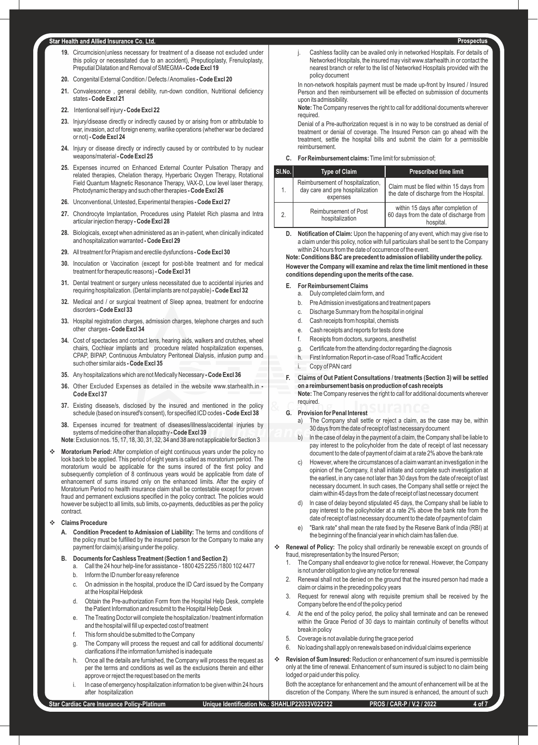19. Circumcision(unless necessary for treatment of a disease not excluded under this policy or necessitated due to an accident), Preputioplasty, Frenuloplasty, Preputial Dilatation and Removal of SMEGMA **- Code Excl 19**
20. Congenital External Condition / Defects / Anomalies **- Code Excl 20**
21. Convalescence , general debility, run-down condition, Nutritional deficiency states **- Code Excl 21**
22. Intentional self injury **- Code Excl 22**
23. Injury/disease directly or indirectly caused by or arising from or attributable to war, invasion, act of foreign enemy, warlike operations (whether war be declared or not) **- Code Excl 24**
24. Injury or disease directly or indirectly caused by or contributed to by nuclear weapons/material **- Code Excl 25**
25. Expenses incurred on Enhanced External Counter Pulsation Therapy and related therapies, Chelation therapy, Hyperbaric Oxygen Therapy, Rotational Field Quantum Magnetic Resonance Therapy, VAX-D, Low level laser therapy, Photodynamic therapy and such other therapies **- Code Excl 26**
26. Unconventional, Untested, Experimental therapies **- Code Excl 27**
27. Chondrocyte Implantation, Procedures using Platelet Rich plasma and Intra articular injection therapy **- Code Excl 28**
28. Biologicals, except when administered as an in-patient, when clinically indicated and hospitalization warranted **- Code Excl 29**
29. All treatment for Priapism and erectile dysfunctions **- Code Excl 30**
30. Inoculation or Vaccination (except for post-bite treatment and for medical treatment for therapeutic reasons) **- Code Excl 31**
31. Dental treatment or surgery unless necessitated due to accidental injuries and requiring hospitalization. (Dental implants are not payable) **- Code Excl 32**
32. Medical and / or surgical treatment of Sleep apnea, treatment for endocrine disorders **- Code Excl 33**
33. Hospital registration charges, admission charges, telephone charges and such other charges **- Code Excl 34**
34. Cost of spectacles and contact lens, hearing aids, walkers and crutches, wheel chairs, Cochlear implants and procedure related hospitalization expenses, CPAP, BIPAP, Continuous Ambulatory Peritoneal Dialysis, infusion pump and such other similar aids **- Code Excl 35**
35. Any hospitalizations which are not Medically Necessary **- Code Excl 36**
36. Other Excluded Expenses as detailed in the website www.starhealth.in **- Code Excl 37**
37. Existing disease/s, disclosed by the insured and mentioned in the policy schedule (based on insured's consent), for specified ICD codes **- Code Excl 38**
38. Expenses incurred for treatment of diseases/illness/accidental injuries by systems of medicine other than allopathy **- Code Excl 39**

**Note**: Exclusion nos. 15, 17, 18, 30, 31, 32, 34 and 38 are not applicable for Section 3

- **Moratorium Period:** After completion of eight continuous years under the policy no look back to be applied. This period of eight years is called as moratorium period. The moratorium would be applicable for the sums insured of the first policy and subsequently completion of 8 continuous years would be applicable from date of enhancement of sums insured only on the enhanced limits. After the expiry of Moratorium Period no health insurance claim shall be contestable except for proven fraud and permanent exclusions specified in the policy contract. The policies would however be subject to all limits, sub limits, co-payments, deductibles as per the policy contract.

- **Claims Procedure**

**A. Condition Precedent to Admission of Liability:** The terms and conditions of the policy must be fulfilled by the insured person for the Company to make any payment for claim(s) arising under the policy.

**B. Documents for Cashless Treatment (Section 1 and Section 2)**

a. Call the 24 hour help-line for assistance - 1800 425 2255 /1800 102 4477
b. Inform the ID number for easy reference
c. On admission in the hospital, produce the ID Card issued by the Company at the Hospital Helpdesk
d. Obtain the Pre-authorization Form from the Hospital Help Desk, complete the Patient Information and resubmit to the Hospital Help Desk
e. The Treating Doctor will complete the hospitalization / treatment information and the hospital will fill up expected cost of treatment
f. This form should be submitted to the Company
g. The Company will process the request and call for additional documents/ clarifications if the information furnished is inadequate
h. Once all the details are furnished, the Company will process the request as per the terms and conditions as well as the exclusions therein and either approve or reject the request based on the merits
i. In case of emergency hospitalization information to be given within 24 hours after hospitalization
j. Cashless facility can be availed only in networked Hospitals. For details of Networked Hospitals, the insured may visit www.starhealth.in or contact the nearest branch or refer to the list of Networked Hospitals provided with the policy document

In non-network hospitals payment must be made up-front by Insured / Insured Person and then reimbursement will be effected on submission of documents upon its admissibility.

**Note:** The Company reserves the right to call for additional documents wherever required.

Denial of a Pre-authorization request is in no way to be construed as denial of treatment or denial of coverage. The Insured Person can go ahead with the treatment, settle the hospital bills and submit the claim for a permissible reimbursement.

**C. For Reimbursement claims:** Time limit for submission of;

| Sl.No. | Type of Claim | Prescribed time limit |
|---|---|---|
| 1. | Reimbursement of hospitalization, day care and pre hospitalization expenses | Claim must be filed within 15 days from the date of discharge from the Hospital. |
| 2. | Reimbursement of Post hospitalization | within 15 days after completion of 60 days from the date of discharge from hospital. |

**D. Notification of Claim:** Upon the happening of any event, which may give rise to a claim under this policy, notice with full particulars shall be sent to the Company within 24 hours from the date of occurrence of the event.

**Note: Conditions B&C are precedent to admission of liability under the policy. However the Company will examine and relax the time limit mentioned in these conditions depending upon the merits of the case.**

**E. For Reimbursement Claims**

a. Duly completed claim form, and
b. Pre Admission investigations and treatment papers
c. Discharge Summary from the hospital in original
d. Cash receipts from hospital, chemists
e. Cash receipts and reports for tests done
f. Receipts from doctors, surgeons, anesthetist
g. Certificate from the attending doctor regarding the diagnosis
h. First Information Report in-case of Road Traffic Accident
i. Copy of PAN card

**F. Claims of Out Patient Consultations / treatments (Section 3) will be settled on a reimbursement basis on production of cash receipts**

**Note:** The Company reserves the right to call for additional documents wherever required.

**G. Provision for Penal Interest**

a) The Company shall settle or reject a claim, as the case may be, within 30 days from the date of receipt of last necessary document
b) In the case of delay in the payment of a claim, the Company shall be liable to pay interest to the policyholder from the date of receipt of last necessary document to the date of payment of claim at a rate 2% above the bank rate
c) However, where the circumstances of a claim warrant an investigation in the opinion of the Company, it shall initiate and complete such investigation at the earliest, in any case not later than 30 days from the date of receipt of last necessary document. In such cases, the Company shall settle or reject the claim within 45 days from the date of receipt of last necessary document
d) In case of delay beyond stipulated 45 days, the Company shall be liable to pay interest to the policyholder at a rate 2% above the bank rate from the date of receipt of last necessary document to the date of payment of claim
e) "Bank rate" shall mean the rate fixed by the Reserve Bank of India (RBI) at the beginning of the financial year in which claim has fallen due.

- **Renewal of Policy:** The policy shall ordinarily be renewable except on grounds of fraud, misrepresentation by the Insured Person;

1. The Company shall endeavor to give notice for renewal. However, the Company is not under obligation to give any notice for renewal
2. Renewal shall not be denied on the ground that the insured person had made a claim or claims in the preceding policy years
3. Request for renewal along with requisite premium shall be received by the Company before the end of the policy period
4. At the end of the policy period, the policy shall terminate and can be renewed within the Grace Period of 30 days to maintain continuity of benefits without break in policy
5. Coverage is not available during the grace period
6. No loading shall apply on renewals based on individual claims experience

- **Revision of Sum Insured:** Reduction or enhancement of sum insured is permissible only at the time of renewal. Enhancement of sum insured is subject to no claim being lodged or paid under this policy.

Both the acceptance for enhancement and the amount of enhancement will be at the discretion of the Company. Where the sum insured is enhanced, the amount of such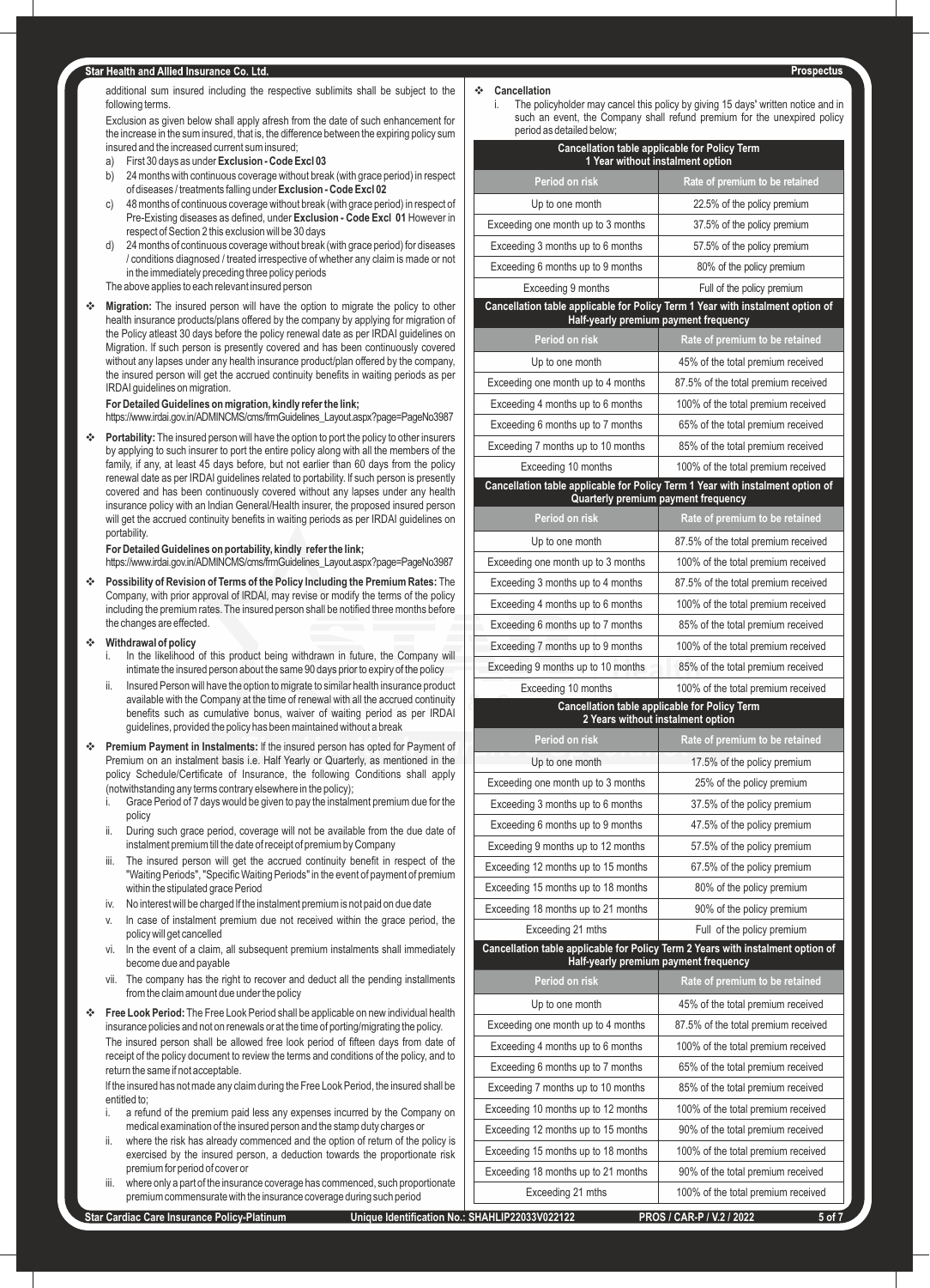additional sum insured including the respective sublimits shall be subject to the following terms.

Exclusion as given below shall apply afresh from the date of such enhancement for the increase in the sum insured, that is, the difference between the expiring policy sum insured and the increased current sum insured;

a) First 30 days as under **Exclusion - Code Excl 03**
b) 24 months with continuous coverage without break (with grace period) in respect of diseases / treatments falling under **Exclusion - Code Excl 02**
c) 48 months of continuous coverage without break (with grace period) in respect of Pre-Existing diseases as defined, under **Exclusion - Code Excl 01** However in respect of Section 2 this exclusion will be 30 days
d) 24 months of continuous coverage without break (with grace period) for diseases / conditions diagnosed / treated irrespective of whether any claim is made or not in the immediately preceding three policy periods

The above applies to each relevant insured person

- **Migration:** The insured person will have the option to migrate the policy to other health insurance products/plans offered by the company by applying for migration of the Policy atleast 30 days before the policy renewal date as per IRDAI guidelines on Migration. If such person is presently covered and has been continuously covered without any lapses under any health insurance product/plan offered by the company, the insured person will get the accrued continuity benefits in waiting periods as per IRDAI guidelines on migration.

  **For Detailed Guidelines on migration, kindly refer the link;**
  https://www.irdai.gov.in/ADMINCMS/cms/frmGuidelines_Layout.aspx?page=PageNo3987

- **Portability:** The insured person will have the option to port the policy to other insurers by applying to such insurer to port the entire policy along with all the members of the family, if any, at least 45 days before, but not earlier than 60 days from the policy renewal date as per IRDAI guidelines related to portability. If such person is presently covered and has been continuously covered without any lapses under any health insurance policy with an Indian General/Health insurer, the proposed insured person will get the accrued continuity benefits in waiting periods as per IRDAI guidelines on portability.

  **For Detailed Guidelines on portability, kindly refer the link;**
  https://www.irdai.gov.in/ADMINCMS/cms/frmGuidelines_Layout.aspx?page=PageNo3987

- **Possibility of Revision of Terms of the Policy Including the Premium Rates:** The Company, with prior approval of IRDAI, may revise or modify the terms of the policy including the premium rates. The insured person shall be notified three months before the changes are effected.

- **Withdrawal of policy**
  i. In the likelihood of this product being withdrawn in future, the Company will intimate the insured person about the same 90 days prior to expiry of the policy
  ii. Insured Person will have the option to migrate to similar health insurance product available with the Company at the time of renewal with all the accrued continuity benefits such as cumulative bonus, waiver of waiting period as per IRDAI guidelines, provided the policy has been maintained without a break

- **Premium Payment in Instalments:** If the insured person has opted for Payment of Premium on an instalment basis i.e. Half Yearly or Quarterly, as mentioned in the policy Schedule/Certificate of Insurance, the following Conditions shall apply (notwithstanding any terms contrary elsewhere in the policy);
  i. Grace Period of 7 days would be given to pay the instalment premium due for the policy
  ii. During such grace period, coverage will not be available from the due date of instalment premium till the date of receipt of premium by Company
  iii. The insured person will get the accrued continuity benefit in respect of the "Waiting Periods", "Specific Waiting Periods" in the event of payment of premium within the stipulated grace Period
  iv. No interest will be charged If the instalment premium is not paid on due date
  v. In case of instalment premium due not received within the grace period, the policy will get cancelled
  vi. In the event of a claim, all subsequent premium instalments shall immediately become due and payable
  vii. The company has the right to recover and deduct all the pending installments from the claim amount due under the policy

- **Free Look Period:** The Free Look Period shall be applicable on new individual health insurance policies and not on renewals or at the time of porting/migrating the policy.

  The insured person shall be allowed free look period of fifteen days from date of receipt of the policy document to review the terms and conditions of the policy, and to return the same if not acceptable.

  If the insured has not made any claim during the Free Look Period, the insured shall be entitled to;
  i. a refund of the premium paid less any expenses incurred by the Company on medical examination of the insured person and the stamp duty charges or
  ii. where the risk has already commenced and the option of return of the policy is exercised by the insured person, a deduction towards the proportionate risk premium for period of cover or
  iii. where only a part of the insurance coverage has commenced, such proportionate premium commensurate with the insurance coverage during such period

- **Cancellation**
  i. The policyholder may cancel this policy by giving 15 days' written notice and in such an event, the Company shall refund premium for the unexpired policy period as detailed below;

**Cancellation table applicable for Policy Term 1 Year without instalment option**

| Period on risk | Rate of premium to be retained |
|---|---|
| Up to one month | 22.5% of the policy premium |
| Exceeding one month up to 3 months | 37.5% of the policy premium |
| Exceeding 3 months up to 6 months | 57.5% of the policy premium |
| Exceeding 6 months up to 9 months | 80% of the policy premium |
| Exceeding 9 months | Full of the policy premium |

**Cancellation table applicable for Policy Term 1 Year with instalment option of Half-yearly premium payment frequency**

| Period on risk | Rate of premium to be retained |
|---|---|
| Up to one month | 45% of the total premium received |
| Exceeding one month up to 4 months | 87.5% of the total premium received |
| Exceeding 4 months up to 6 months | 100% of the total premium received |
| Exceeding 6 months up to 7 months | 65% of the total premium received |
| Exceeding 7 months up to 10 months | 85% of the total premium received |
| Exceeding 10 months | 100% of the total premium received |

**Cancellation table applicable for Policy Term 1 Year with instalment option of Quarterly premium payment frequency**

| Period on risk | Rate of premium to be retained |
|---|---|
| Up to one month | 87.5% of the total premium received |
| Exceeding one month up to 3 months | 100% of the total premium received |
| Exceeding 3 months up to 4 months | 87.5% of the total premium received |
| Exceeding 4 months up to 6 months | 100% of the total premium received |
| Exceeding 6 months up to 7 months | 85% of the total premium received |
| Exceeding 7 months up to 9 months | 100% of the total premium received |
| Exceeding 9 months up to 10 months | 85% of the total premium received |
| Exceeding 10 months | 100% of the total premium received |

**Cancellation table applicable for Policy Term 2 Years without instalment option**

| Period on risk | Rate of premium to be retained |
|---|---|
| Up to one month | 17.5% of the policy premium |
| Exceeding one month up to 3 months | 25% of the policy premium |
| Exceeding 3 months up to 6 months | 37.5% of the policy premium |
| Exceeding 6 months up to 9 months | 47.5% of the policy premium |
| Exceeding 9 months up to 12 months | 57.5% of the policy premium |
| Exceeding 12 months up to 15 months | 67.5% of the policy premium |
| Exceeding 15 months up to 18 months | 80% of the policy premium |
| Exceeding 18 months up to 21 months | 90% of the policy premium |
| Exceeding 21 mths | Full of the policy premium |

**Cancellation table applicable for Policy Term 2 Years with instalment option of Half-yearly premium payment frequency**

| Period on risk | Rate of premium to be retained |
|---|---|
| Up to one month | 45% of the total premium received |
| Exceeding one month up to 4 months | 87.5% of the total premium received |
| Exceeding 4 months up to 6 months | 100% of the total premium received |
| Exceeding 6 months up to 7 months | 65% of the total premium received |
| Exceeding 7 months up to 10 months | 85% of the total premium received |
| Exceeding 10 months up to 12 months | 100% of the total premium received |
| Exceeding 12 months up to 15 months | 90% of the total premium received |
| Exceeding 15 months up to 18 months | 100% of the total premium received |
| Exceeding 18 months up to 21 months | 90% of the total premium received |
| Exceeding 21 mths | 100% of the total premium received |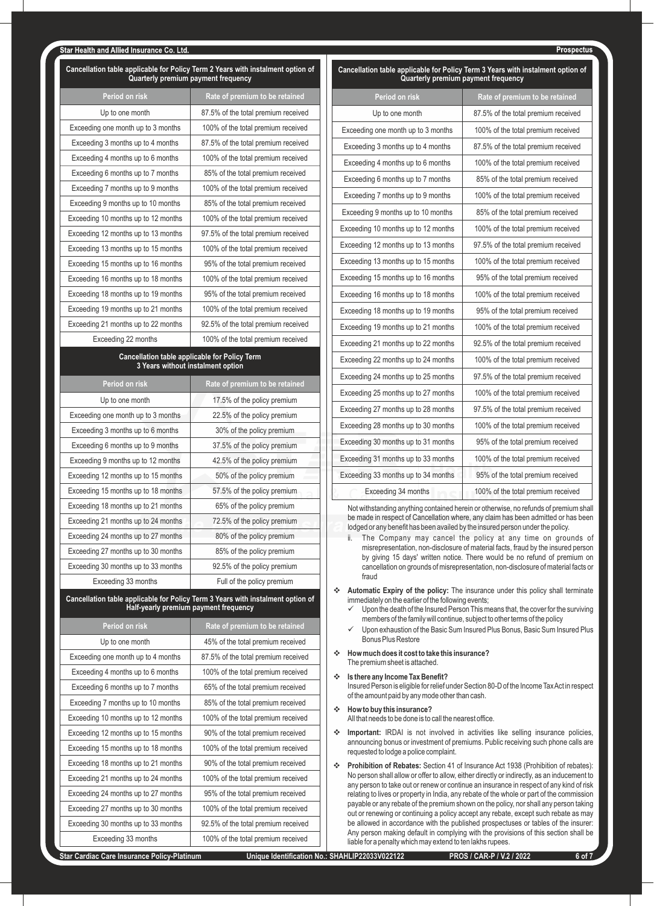### Cancellation table applicable for Policy Term 2 Years with instalment option of Quarterly premium payment frequency

| Period on risk | Rate of premium to be retained |
|---|---|
| Up to one month | 87.5% of the total premium received |
| Exceeding one month up to 3 months | 100% of the total premium received |
| Exceeding 3 months up to 4 months | 87.5% of the total premium received |
| Exceeding 4 months up to 6 months | 100% of the total premium received |
| Exceeding 6 months up to 7 months | 85% of the total premium received |
| Exceeding 7 months up to 9 months | 100% of the total premium received |
| Exceeding 9 months up to 10 months | 85% of the total premium received |
| Exceeding 10 months up to 12 months | 100% of the total premium received |
| Exceeding 12 months up to 13 months | 97.5% of the total premium received |
| Exceeding 13 months up to 15 months | 100% of the total premium received |
| Exceeding 15 months up to 16 months | 95% of the total premium received |
| Exceeding 16 months up to 18 months | 100% of the total premium received |
| Exceeding 18 months up to 19 months | 95% of the total premium received |
| Exceeding 19 months up to 21 months | 100% of the total premium received |
| Exceeding 21 months up to 22 months | 92.5% of the total premium received |
| Exceeding 22 months | 100% of the total premium received |

### Cancellation table applicable for Policy Term 3 Years without instalment option

| Period on risk | Rate of premium to be retained |
|---|---|
| Up to one month | 17.5% of the policy premium |
| Exceeding one month up to 3 months | 22.5% of the policy premium |
| Exceeding 3 months up to 6 months | 30% of the policy premium |
| Exceeding 6 months up to 9 months | 37.5% of the policy premium |
| Exceeding 9 months up to 12 months | 42.5% of the policy premium |
| Exceeding 12 months up to 15 months | 50% of the policy premium |
| Exceeding 15 months up to 18 months | 57.5% of the policy premium |
| Exceeding 18 months up to 21 months | 65% of the policy premium |
| Exceeding 21 months up to 24 months | 72.5% of the policy premium |
| Exceeding 24 months up to 27 months | 80% of the policy premium |
| Exceeding 27 months up to 30 months | 85% of the policy premium |
| Exceeding 30 months up to 33 months | 92.5% of the policy premium |
| Exceeding 33 months | Full of the policy premium |

### Cancellation table applicable for Policy Term 3 Years with instalment option of Half-yearly premium payment frequency

| Period on risk | Rate of premium to be retained |
|---|---|
| Up to one month | 45% of the total premium received |
| Exceeding one month up to 4 months | 87.5% of the total premium received |
| Exceeding 4 months up to 6 months | 100% of the total premium received |
| Exceeding 6 months up to 7 months | 65% of the total premium received |
| Exceeding 7 months up to 10 months | 85% of the total premium received |
| Exceeding 10 months up to 12 months | 100% of the total premium received |
| Exceeding 12 months up to 15 months | 90% of the total premium received |
| Exceeding 15 months up to 18 months | 100% of the total premium received |
| Exceeding 18 months up to 21 months | 90% of the total premium received |
| Exceeding 21 months up to 24 months | 100% of the total premium received |
| Exceeding 24 months up to 27 months | 95% of the total premium received |
| Exceeding 27 months up to 30 months | 100% of the total premium received |
| Exceeding 30 months up to 33 months | 92.5% of the total premium received |
| Exceeding 33 months | 100% of the total premium received |

### Cancellation table applicable for Policy Term 3 Years with instalment option of Quarterly premium payment frequency

| Period on risk | Rate of premium to be retained |
|---|---|
| Up to one month | 87.5% of the total premium received |
| Exceeding one month up to 3 months | 100% of the total premium received |
| Exceeding 3 months up to 4 months | 87.5% of the total premium received |
| Exceeding 4 months up to 6 months | 100% of the total premium received |
| Exceeding 6 months up to 7 months | 85% of the total premium received |
| Exceeding 7 months up to 9 months | 100% of the total premium received |
| Exceeding 9 months up to 10 months | 85% of the total premium received |
| Exceeding 10 months up to 12 months | 100% of the total premium received |
| Exceeding 12 months up to 13 months | 97.5% of the total premium received |
| Exceeding 13 months up to 15 months | 100% of the total premium received |
| Exceeding 15 months up to 16 months | 95% of the total premium received |
| Exceeding 16 months up to 18 months | 100% of the total premium received |
| Exceeding 18 months up to 19 months | 95% of the total premium received |
| Exceeding 19 months up to 21 months | 100% of the total premium received |
| Exceeding 21 months up to 22 months | 92.5% of the total premium received |
| Exceeding 22 months up to 24 months | 100% of the total premium received |
| Exceeding 24 months up to 25 months | 97.5% of the total premium received |
| Exceeding 25 months up to 27 months | 100% of the total premium received |
| Exceeding 27 months up to 28 months | 97.5% of the total premium received |
| Exceeding 28 months up to 30 months | 100% of the total premium received |
| Exceeding 30 months up to 31 months | 95% of the total premium received |
| Exceeding 31 months up to 33 months | 100% of the total premium received |
| Exceeding 33 months up to 34 months | 95% of the total premium received |
| Exceeding 34 months | 100% of the total premium received |

Not withstanding anything contained herein or otherwise, no refunds of premium shall be made in respect of Cancellation where, any claim has been admitted or has been lodged or any benefit has been availed by the insured person under the policy.

ii. The Company may cancel the policy at any time on grounds of misrepresentation, non-disclosure of material facts, fraud by the insured person by giving 15 days' written notice. There would be no refund of premium on cancellation on grounds of misrepresentation, non-disclosure of material facts or fraud

- **Automatic Expiry of the policy:** The insurance under this policy shall terminate immediately on the earlier of the following events;
  - ✓ Upon the death of the Insured Person This means that, the cover for the surviving members of the family will continue, subject to other terms of the policy
  - ✓ Upon exhaustion of the Basic Sum Insured Plus Bonus, Basic Sum Insured Plus Bonus Plus Restore

- **How much does it cost to take this insurance?**
  The premium sheet is attached.

- **Is there any Income Tax Benefit?**
  Insured Person is eligible for relief under Section 80-D of the Income Tax Act in respect of the amount paid by any mode other than cash.

- **How to buy this insurance?**
  All that needs to be done is to call the nearest office.

- **Important:** IRDAI is not involved in activities like selling insurance policies, announcing bonus or investment of premiums. Public receiving such phone calls are requested to lodge a police complaint.

- **Prohibition of Rebates:** Section 41 of Insurance Act 1938 (Prohibition of rebates): No person shall allow or offer to allow, either directly or indirectly, as an inducement to any person to take out or renew or continue an insurance in respect of any kind of risk relating to lives or property in India, any rebate of the whole or part of the commission payable or any rebate of the premium shown on the policy, nor shall any person taking out or renewing or continuing a policy accept any rebate, except such rebate as may be allowed in accordance with the published prospectuses or tables of the insurer: Any person making default in complying with the provisions of this section shall be liable for a penalty which may extend to ten lakhs rupees.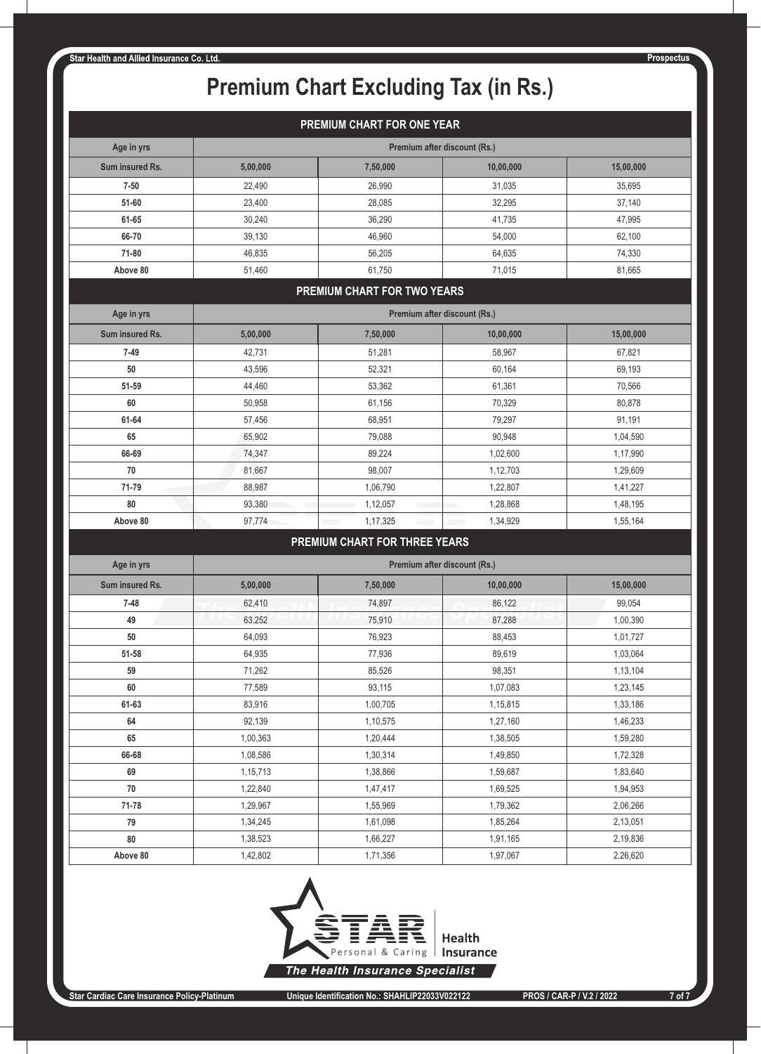# Premium Chart Excluding Tax (in Rs.)

## PREMIUM CHART FOR ONE YEAR

| Age in yrs | Premium after discount (Rs.) | | | |
|---|---|---|---|---|
| Sum insured Rs. | 5,00,000 | 7,50,000 | 10,00,000 | 15,00,000 |
| 7-50 | 22,490 | 26,990 | 31,035 | 35,695 |
| 51-60 | 23,400 | 28,085 | 32,295 | 37,140 |
| 61-65 | 30,240 | 36,290 | 41,735 | 47,995 |
| 66-70 | 39,130 | 46,960 | 54,000 | 62,100 |
| 71-80 | 46,835 | 56,205 | 64,635 | 74,330 |
| Above 80 | 51,460 | 61,750 | 71,015 | 81,665 |

## PREMIUM CHART FOR TWO YEARS

| Age in yrs | Premium after discount (Rs.) | | | |
|---|---|---|---|---|
| Sum insured Rs. | 5,00,000 | 7,50,000 | 10,00,000 | 15,00,000 |
| 7-49 | 42,731 | 51,281 | 58,967 | 67,821 |
| 50 | 43,596 | 52,321 | 60,164 | 69,193 |
| 51-59 | 44,460 | 53,362 | 61,361 | 70,566 |
| 60 | 50,958 | 61,156 | 70,329 | 80,878 |
| 61-64 | 57,456 | 68,951 | 79,297 | 91,191 |
| 65 | 65,902 | 79,088 | 90,948 | 1,04,590 |
| 66-69 | 74,347 | 89,224 | 1,02,600 | 1,17,990 |
| 70 | 81,667 | 98,007 | 1,12,703 | 1,29,609 |
| 71-79 | 88,987 | 1,06,790 | 1,22,807 | 1,41,227 |
| 80 | 93,380 | 1,12,057 | 1,28,868 | 1,48,195 |
| Above 80 | 97,774 | 1,17,325 | 1,34,929 | 1,55,164 |

## PREMIUM CHART FOR THREE YEARS

| Age in yrs | Premium after discount (Rs.) | | | |
|---|---|---|---|---|
| Sum insured Rs. | 5,00,000 | 7,50,000 | 10,00,000 | 15,00,000 |
| 7-48 | 62,410 | 74,897 | 86,122 | 99,054 |
| 49 | 63,252 | 75,910 | 87,288 | 1,00,390 |
| 50 | 64,093 | 76,923 | 88,453 | 1,01,727 |
| 51-58 | 64,935 | 77,936 | 89,619 | 1,03,064 |
| 59 | 71,262 | 85,526 | 98,351 | 1,13,104 |
| 60 | 77,589 | 93,115 | 1,07,083 | 1,23,145 |
| 61-63 | 83,916 | 1,00,705 | 1,15,815 | 1,33,186 |
| 64 | 92,139 | 1,10,575 | 1,27,160 | 1,46,233 |
| 65 | 1,00,363 | 1,20,444 | 1,38,505 | 1,59,280 |
| 66-68 | 1,08,586 | 1,30,314 | 1,49,850 | 1,72,328 |
| 69 | 1,15,713 | 1,38,866 | 1,59,687 | 1,83,640 |
| 70 | 1,22,840 | 1,47,417 | 1,69,525 | 1,94,953 |
| 71-78 | 1,29,967 | 1,55,969 | 1,79,362 | 2,06,266 |
| 79 | 1,34,245 | 1,61,098 | 1,85,264 | 2,13,051 |
| 80 | 1,38,523 | 1,66,227 | 1,91,165 | 2,19,836 |
| Above 80 | 1,42,802 | 1,71,356 | 1,97,067 | 2,26,620 |

STAR Health Insurance
Personal & Caring
The Health Insurance Specialist